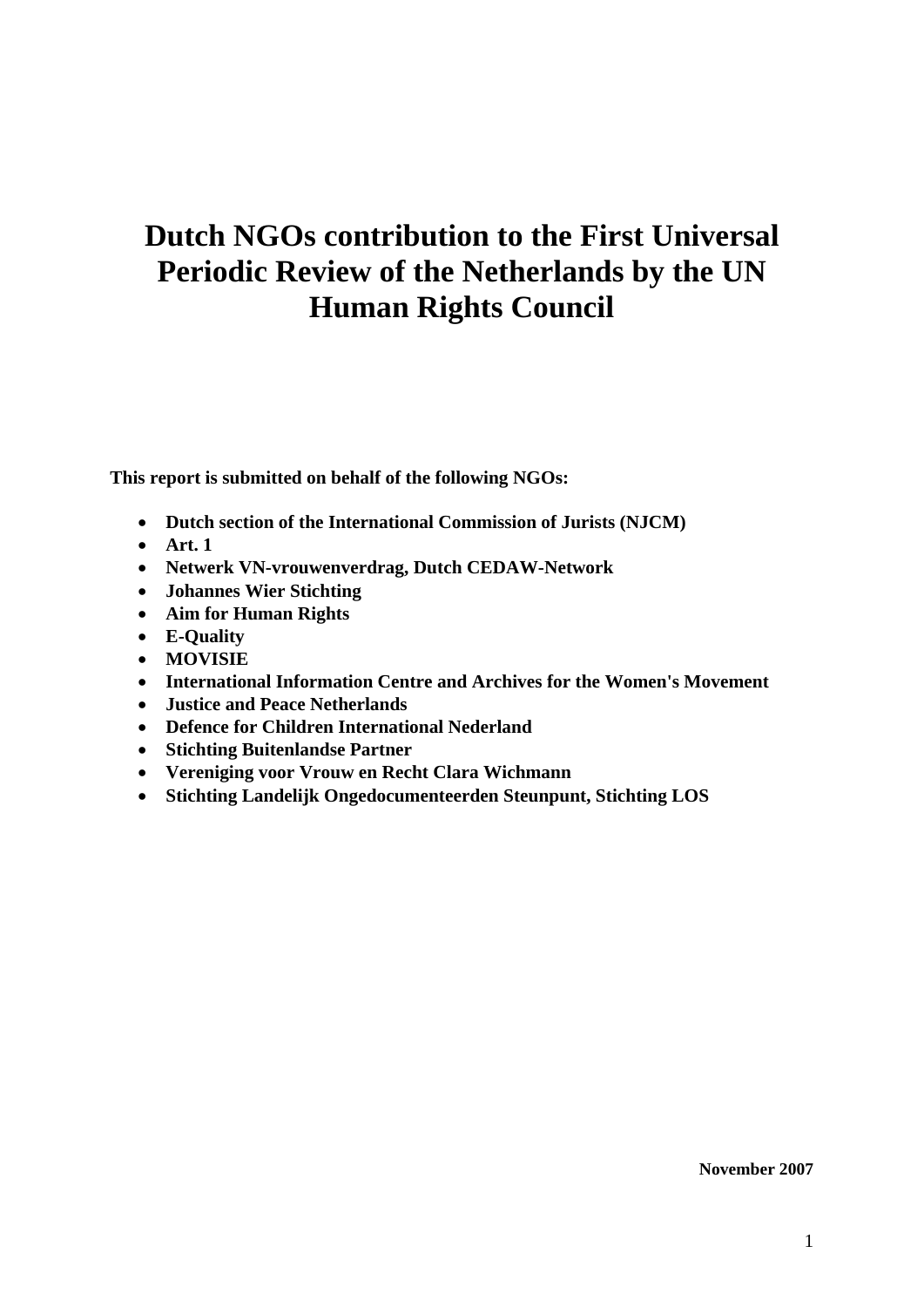# Dutch NGOs contribution to the First Universal Periodic Review of the Netherlands by the UN Human Rights Council

**This report is submitted on behalf of the following NGOs:**

- **Dutch section of the International Commission of Jurists (NJCM)**
- **Art. 1**
- **Netwerk VN-vrouwenverdrag, Dutch CEDAW-Network**
- **Johannes Wier Stichting**
- **Aim for Human Rights**
- **E-Quality**
- **MOVISIE**
- **International Information Centre and Archives for the Women's Movement**
- **Justice and Peace Netherlands**
- **Defence for Children International Nederland**
- **Stichting Buitenlandse Partner**
- **Vereniging voor Vrouw en Recht Clara Wichmann**
- **Stichting Landelijk Ongedocumenteerden Steunpunt, Stichting LOS**

**November 2007**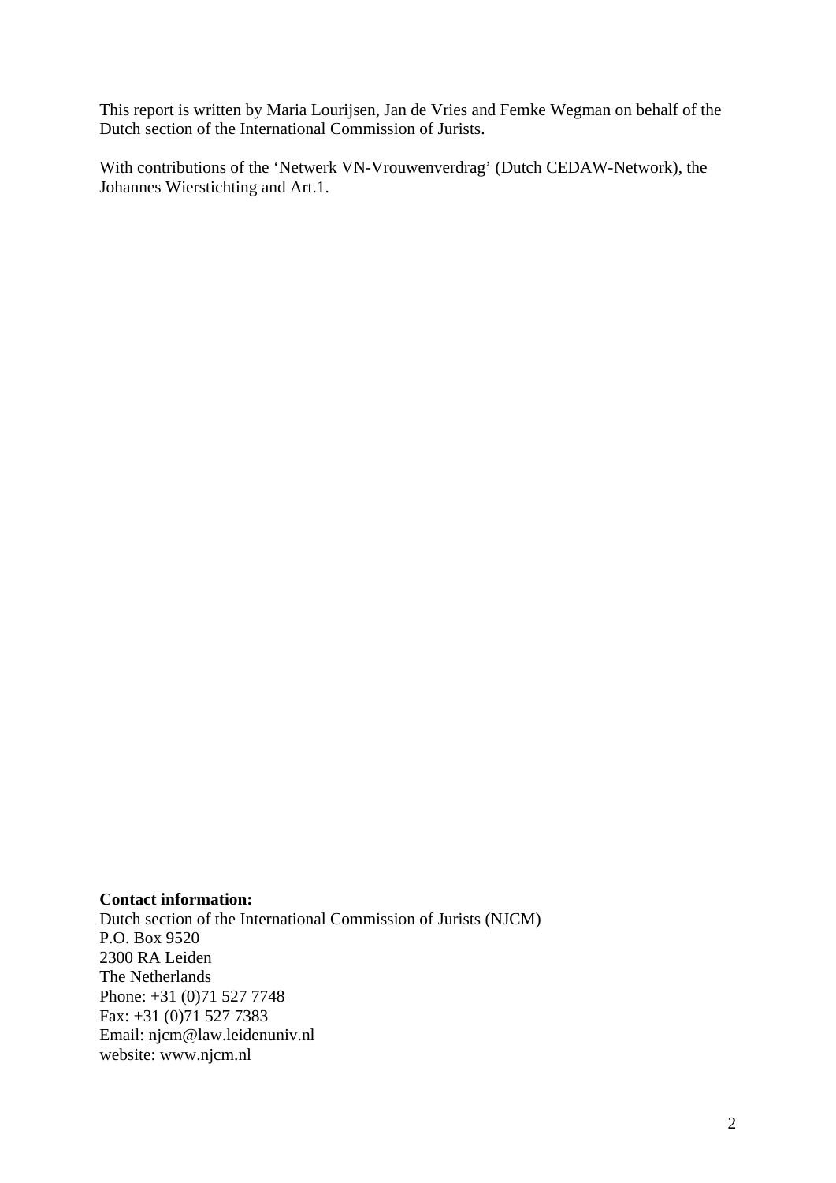This report is written by Maria Lourijsen, Jan de Vries and Femke Wegman on behalf of the Dutch section of the International Commission of Jurists.

With contributions of the 'Netwerk VN-Vrouwenverdrag' (Dutch CEDAW-Network), the Johannes Wierstichting and Art.1.

**Contact information:**
Dutch section of the International Commission of Jurists (NJCM)
P.O. Box 9520
2300 RA Leiden
The Netherlands
Phone: +31 (0)71 527 7748
Fax: +31 (0)71 527 7383
Email: njcm@law.leidenuniv.nl
website: www.njcm.nl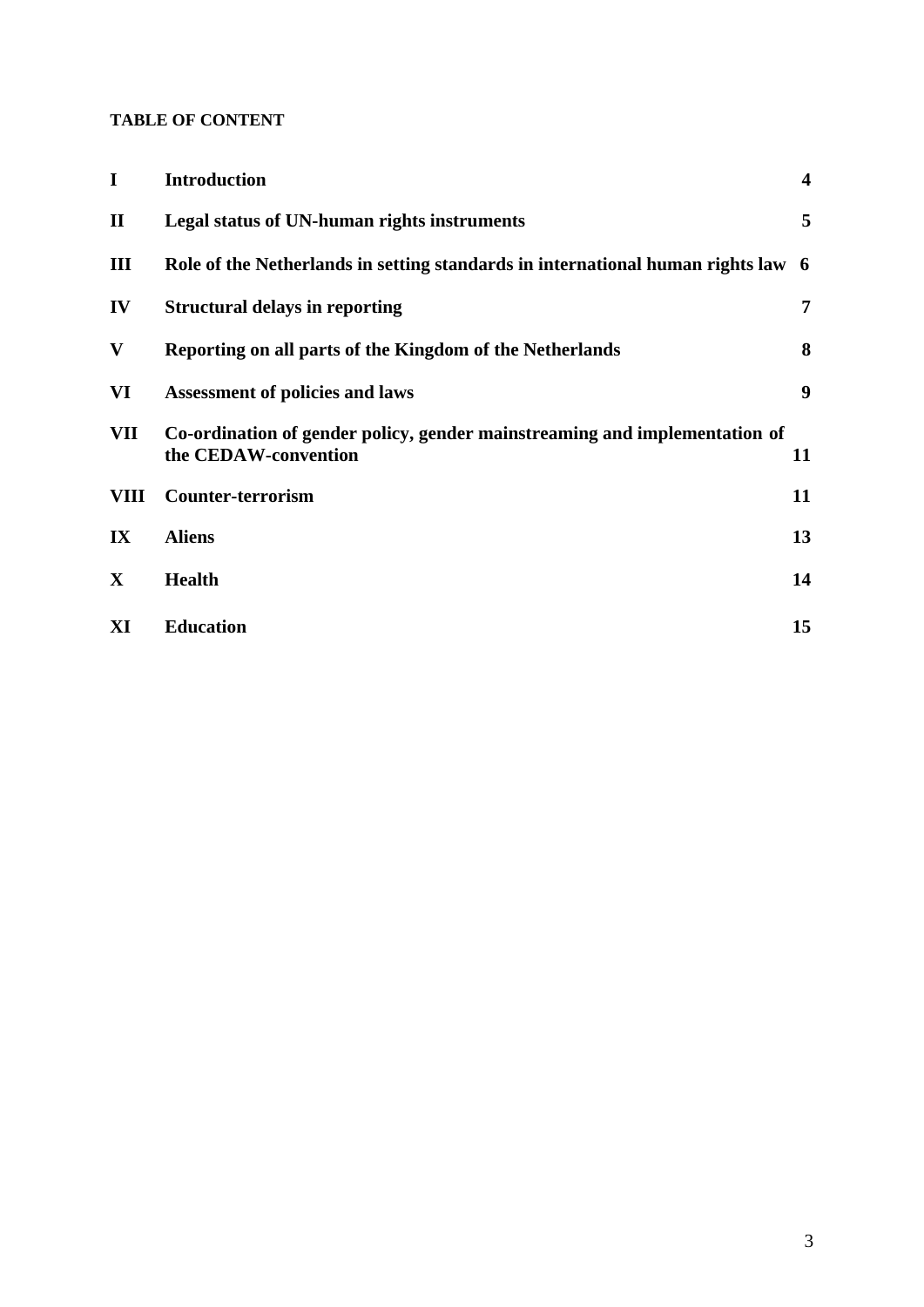**TABLE OF CONTENT**

| | | |
|---|---|---|
| **I** | **Introduction** | **4** |
| **II** | **Legal status of UN-human rights instruments** | **5** |
| **III** | **Role of the Netherlands in setting standards in international human rights law** | **6** |
| **IV** | **Structural delays in reporting** | **7** |
| **V** | **Reporting on all parts of the Kingdom of the Netherlands** | **8** |
| **VI** | **Assessment of policies and laws** | **9** |
| **VII** | **Co-ordination of gender policy, gender mainstreaming and implementation of the CEDAW-convention** | **11** |
| **VIII** | **Counter-terrorism** | **11** |
| **IX** | **Aliens** | **13** |
| **X** | **Health** | **14** |
| **XI** | **Education** | **15** |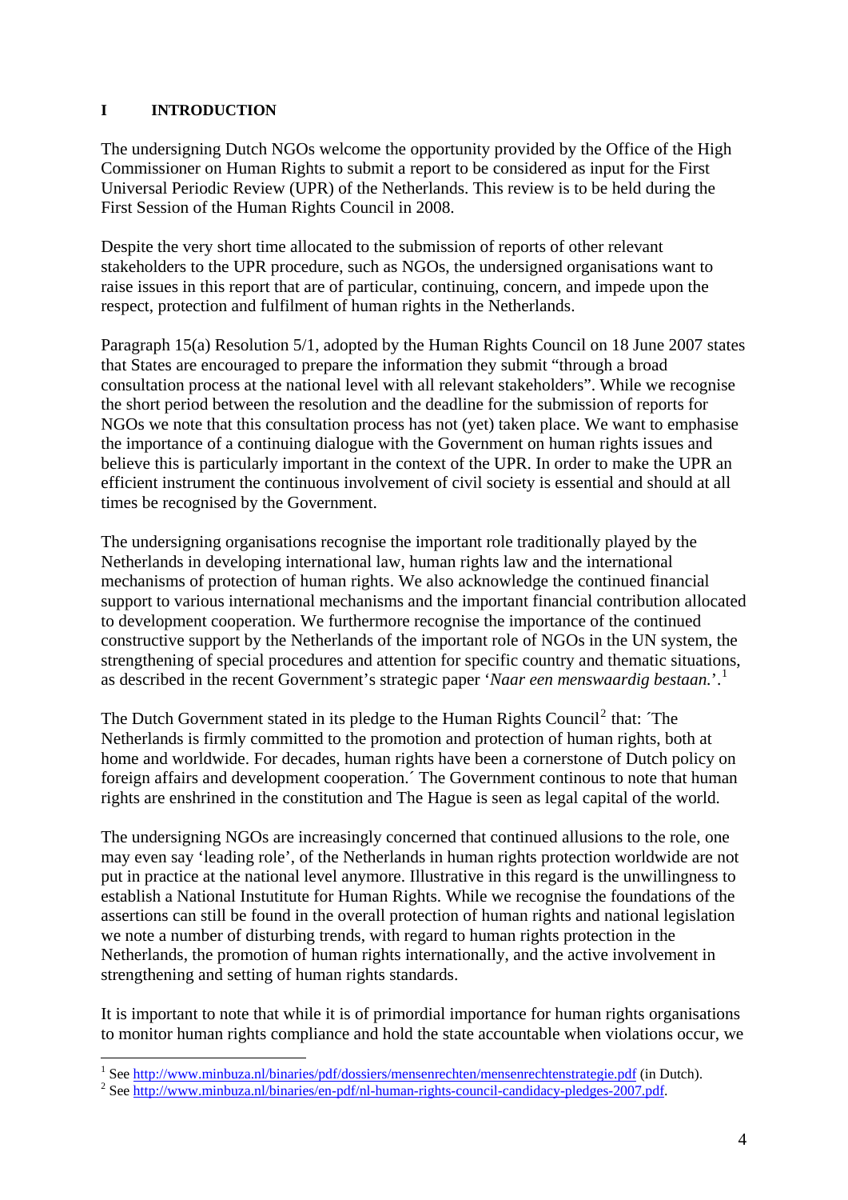# I INTRODUCTION

The undersigning Dutch NGOs welcome the opportunity provided by the Office of the High Commissioner on Human Rights to submit a report to be considered as input for the First Universal Periodic Review (UPR) of the Netherlands. This review is to be held during the First Session of the Human Rights Council in 2008.

Despite the very short time allocated to the submission of reports of other relevant stakeholders to the UPR procedure, such as NGOs, the undersigned organisations want to raise issues in this report that are of particular, continuing, concern, and impede upon the respect, protection and fulfilment of human rights in the Netherlands.

Paragraph 15(a) Resolution 5/1, adopted by the Human Rights Council on 18 June 2007 states that States are encouraged to prepare the information they submit "through a broad consultation process at the national level with all relevant stakeholders". While we recognise the short period between the resolution and the deadline for the submission of reports for NGOs we note that this consultation process has not (yet) taken place. We want to emphasise the importance of a continuing dialogue with the Government on human rights issues and believe this is particularly important in the context of the UPR. In order to make the UPR an efficient instrument the continuous involvement of civil society is essential and should at all times be recognised by the Government.

The undersigning organisations recognise the important role traditionally played by the Netherlands in developing international law, human rights law and the international mechanisms of protection of human rights. We also acknowledge the continued financial support to various international mechanisms and the important financial contribution allocated to development cooperation. We furthermore recognise the importance of the continued constructive support by the Netherlands of the important role of NGOs in the UN system, the strengthening of special procedures and attention for specific country and thematic situations, as described in the recent Government's strategic paper '*Naar een menswaardig bestaan.*'.[1]

The Dutch Government stated in its pledge to the Human Rights Council[2] that: ´The Netherlands is firmly committed to the promotion and protection of human rights, both at home and worldwide. For decades, human rights have been a cornerstone of Dutch policy on foreign affairs and development cooperation.´ The Government continous to note that human rights are enshrined in the constitution and The Hague is seen as legal capital of the world.

The undersigning NGOs are increasingly concerned that continued allusions to the role, one may even say 'leading role', of the Netherlands in human rights protection worldwide are not put in practice at the national level anymore. Illustrative in this regard is the unwillingness to establish a National Instutitute for Human Rights. While we recognise the foundations of the assertions can still be found in the overall protection of human rights and national legislation we note a number of disturbing trends, with regard to human rights protection in the Netherlands, the promotion of human rights internationally, and the active involvement in strengthening and setting of human rights standards.

It is important to note that while it is of primordial importance for human rights organisations to monitor human rights compliance and hold the state accountable when violations occur, we

---

[1] See http://www.minbuza.nl/binaries/pdf/dossiers/mensenrechten/mensenrechtenstrategie.pdf (in Dutch).

[2] See http://www.minbuza.nl/binaries/en-pdf/nl-human-rights-council-candidacy-pledges-2007.pdf.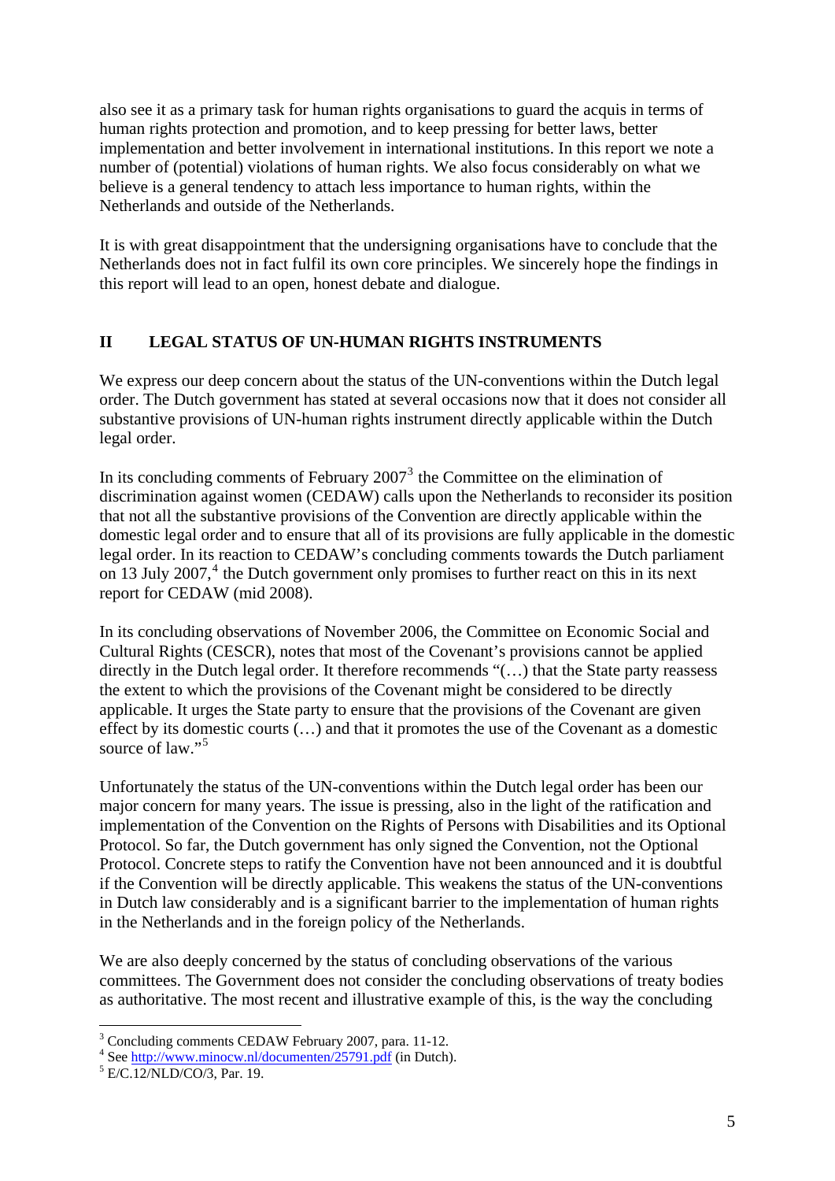also see it as a primary task for human rights organisations to guard the acquis in terms of human rights protection and promotion, and to keep pressing for better laws, better implementation and better involvement in international institutions. In this report we note a number of (potential) violations of human rights. We also focus considerably on what we believe is a general tendency to attach less importance to human rights, within the Netherlands and outside of the Netherlands.

It is with great disappointment that the undersigning organisations have to conclude that the Netherlands does not in fact fulfil its own core principles. We sincerely hope the findings in this report will lead to an open, honest debate and dialogue.

## II LEGAL STATUS OF UN-HUMAN RIGHTS INSTRUMENTS

We express our deep concern about the status of the UN-conventions within the Dutch legal order. The Dutch government has stated at several occasions now that it does not consider all substantive provisions of UN-human rights instrument directly applicable within the Dutch legal order.

In its concluding comments of February 2007[3] the Committee on the elimination of discrimination against women (CEDAW) calls upon the Netherlands to reconsider its position that not all the substantive provisions of the Convention are directly applicable within the domestic legal order and to ensure that all of its provisions are fully applicable in the domestic legal order. In its reaction to CEDAW's concluding comments towards the Dutch parliament on 13 July 2007,[4] the Dutch government only promises to further react on this in its next report for CEDAW (mid 2008).

In its concluding observations of November 2006, the Committee on Economic Social and Cultural Rights (CESCR), notes that most of the Covenant's provisions cannot be applied directly in the Dutch legal order. It therefore recommends "(…) that the State party reassess the extent to which the provisions of the Covenant might be considered to be directly applicable. It urges the State party to ensure that the provisions of the Covenant are given effect by its domestic courts (…) and that it promotes the use of the Covenant as a domestic source of law."[5]

Unfortunately the status of the UN-conventions within the Dutch legal order has been our major concern for many years. The issue is pressing, also in the light of the ratification and implementation of the Convention on the Rights of Persons with Disabilities and its Optional Protocol. So far, the Dutch government has only signed the Convention, not the Optional Protocol. Concrete steps to ratify the Convention have not been announced and it is doubtful if the Convention will be directly applicable. This weakens the status of the UN-conventions in Dutch law considerably and is a significant barrier to the implementation of human rights in the Netherlands and in the foreign policy of the Netherlands.

We are also deeply concerned by the status of concluding observations of the various committees. The Government does not consider the concluding observations of treaty bodies as authoritative. The most recent and illustrative example of this, is the way the concluding

---

[3] Concluding comments CEDAW February 2007, para. 11-12.

[4] See http://www.minocw.nl/documenten/25791.pdf (in Dutch).

[5] E/C.12/NLD/CO/3, Par. 19.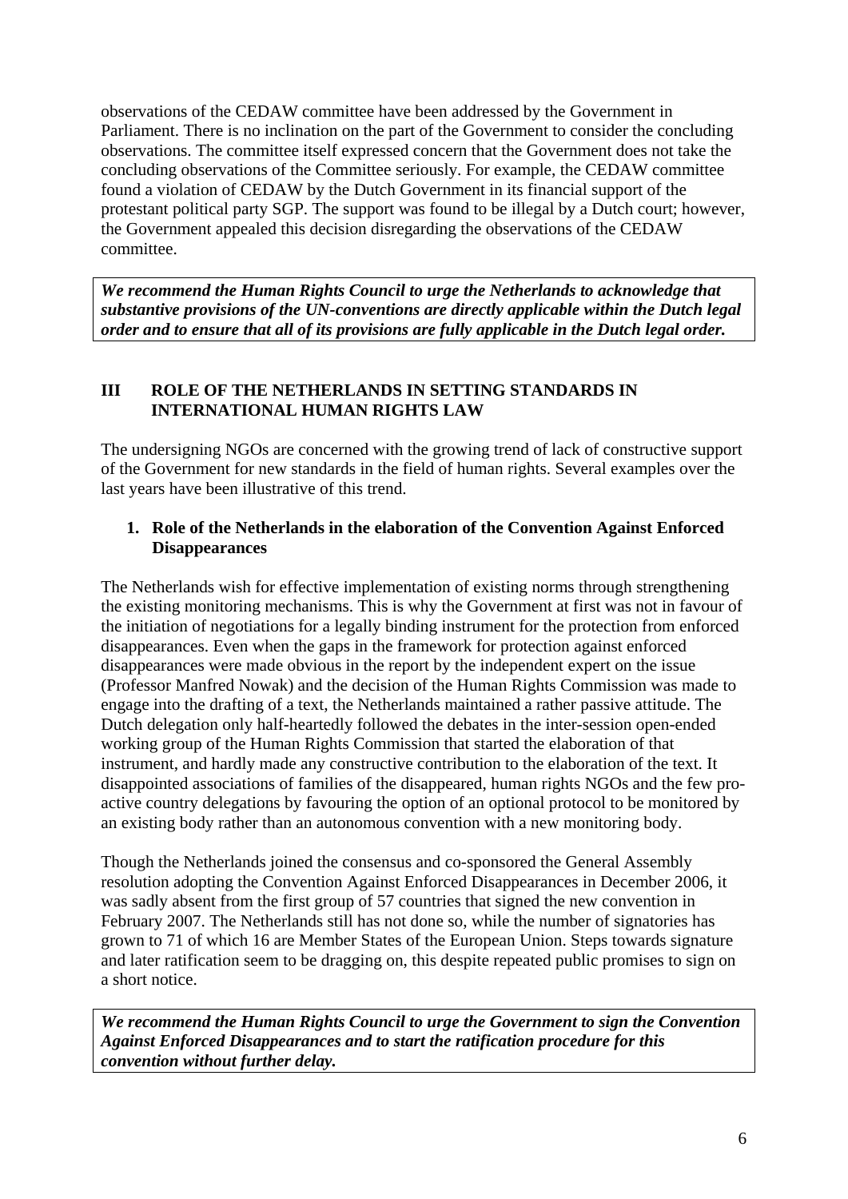observations of the CEDAW committee have been addressed by the Government in Parliament. There is no inclination on the part of the Government to consider the concluding observations. The committee itself expressed concern that the Government does not take the concluding observations of the Committee seriously. For example, the CEDAW committee found a violation of CEDAW by the Dutch Government in its financial support of the protestant political party SGP. The support was found to be illegal by a Dutch court; however, the Government appealed this decision disregarding the observations of the CEDAW committee.

***We recommend the Human Rights Council to urge the Netherlands to acknowledge that substantive provisions of the UN-conventions are directly applicable within the Dutch legal order and to ensure that all of its provisions are fully applicable in the Dutch legal order.***

## III ROLE OF THE NETHERLANDS IN SETTING STANDARDS IN INTERNATIONAL HUMAN RIGHTS LAW

The undersigning NGOs are concerned with the growing trend of lack of constructive support of the Government for new standards in the field of human rights. Several examples over the last years have been illustrative of this trend.

### 1. Role of the Netherlands in the elaboration of the Convention Against Enforced Disappearances

The Netherlands wish for effective implementation of existing norms through strengthening the existing monitoring mechanisms. This is why the Government at first was not in favour of the initiation of negotiations for a legally binding instrument for the protection from enforced disappearances. Even when the gaps in the framework for protection against enforced disappearances were made obvious in the report by the independent expert on the issue (Professor Manfred Nowak) and the decision of the Human Rights Commission was made to engage into the drafting of a text, the Netherlands maintained a rather passive attitude. The Dutch delegation only half-heartedly followed the debates in the inter-session open-ended working group of the Human Rights Commission that started the elaboration of that instrument, and hardly made any constructive contribution to the elaboration of the text. It disappointed associations of families of the disappeared, human rights NGOs and the few pro-active country delegations by favouring the option of an optional protocol to be monitored by an existing body rather than an autonomous convention with a new monitoring body.

Though the Netherlands joined the consensus and co-sponsored the General Assembly resolution adopting the Convention Against Enforced Disappearances in December 2006, it was sadly absent from the first group of 57 countries that signed the new convention in February 2007. The Netherlands still has not done so, while the number of signatories has grown to 71 of which 16 are Member States of the European Union. Steps towards signature and later ratification seem to be dragging on, this despite repeated public promises to sign on a short notice.

***We recommend the Human Rights Council to urge the Government to sign the Convention Against Enforced Disappearances and to start the ratification procedure for this convention without further delay.***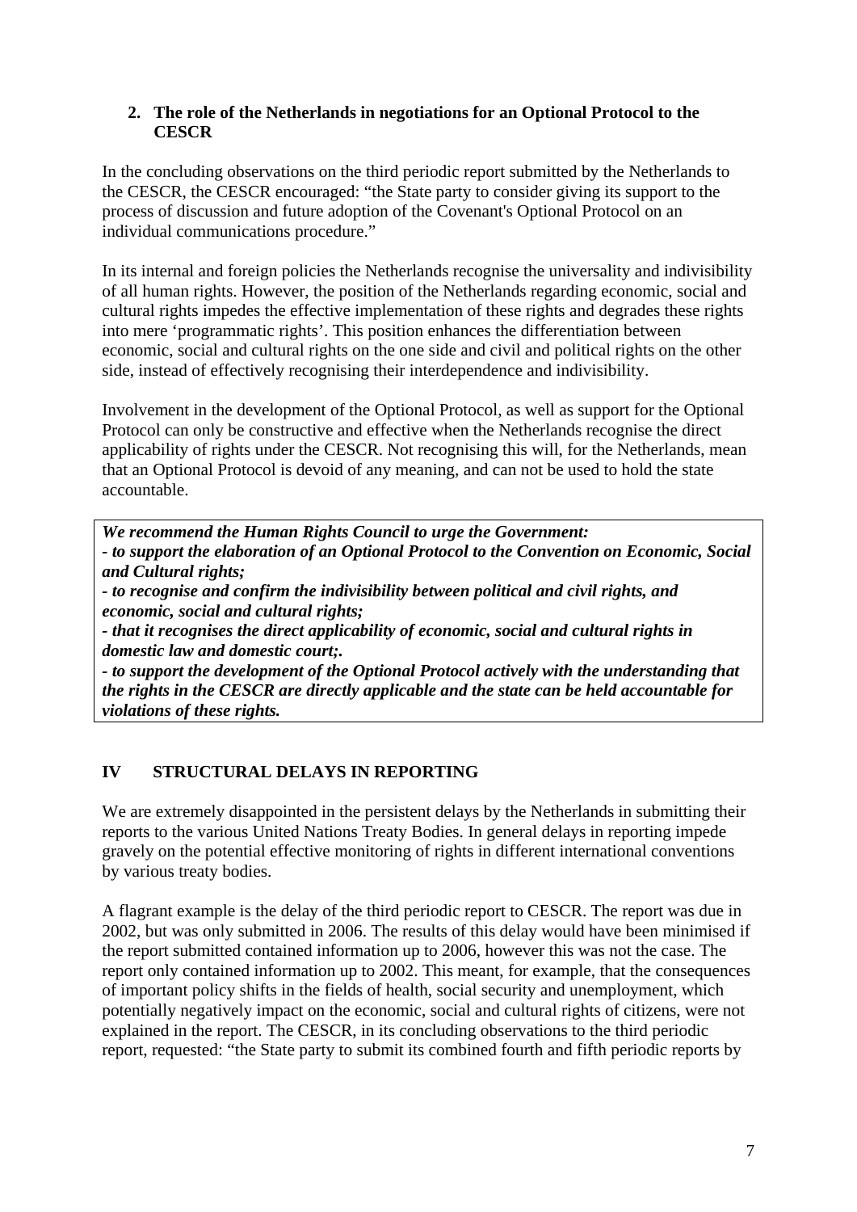### 2. The role of the Netherlands in negotiations for an Optional Protocol to the CESCR

In the concluding observations on the third periodic report submitted by the Netherlands to the CESCR, the CESCR encouraged: "the State party to consider giving its support to the process of discussion and future adoption of the Covenant's Optional Protocol on an individual communications procedure."

In its internal and foreign policies the Netherlands recognise the universality and indivisibility of all human rights. However, the position of the Netherlands regarding economic, social and cultural rights impedes the effective implementation of these rights and degrades these rights into mere 'programmatic rights'. This position enhances the differentiation between economic, social and cultural rights on the one side and civil and political rights on the other side, instead of effectively recognising their interdependence and indivisibility.

Involvement in the development of the Optional Protocol, as well as support for the Optional Protocol can only be constructive and effective when the Netherlands recognise the direct applicability of rights under the CESCR. Not recognising this will, for the Netherlands, mean that an Optional Protocol is devoid of any meaning, and can not be used to hold the state accountable.

***We recommend the Human Rights Council to urge the Government:***
***- to support the elaboration of an Optional Protocol to the Convention on Economic, Social and Cultural rights;***
***- to recognise and confirm the indivisibility between political and civil rights, and economic, social and cultural rights;***
***- that it recognises the direct applicability of economic, social and cultural rights in domestic law and domestic court;.***
***- to support the development of the Optional Protocol actively with the understanding that the rights in the CESCR are directly applicable and the state can be held accountable for violations of these rights.***

## IV STRUCTURAL DELAYS IN REPORTING

We are extremely disappointed in the persistent delays by the Netherlands in submitting their reports to the various United Nations Treaty Bodies. In general delays in reporting impede gravely on the potential effective monitoring of rights in different international conventions by various treaty bodies.

A flagrant example is the delay of the third periodic report to CESCR. The report was due in 2002, but was only submitted in 2006. The results of this delay would have been minimised if the report submitted contained information up to 2006, however this was not the case. The report only contained information up to 2002. This meant, for example, that the consequences of important policy shifts in the fields of health, social security and unemployment, which potentially negatively impact on the economic, social and cultural rights of citizens, were not explained in the report. The CESCR, in its concluding observations to the third periodic report, requested: "the State party to submit its combined fourth and fifth periodic reports by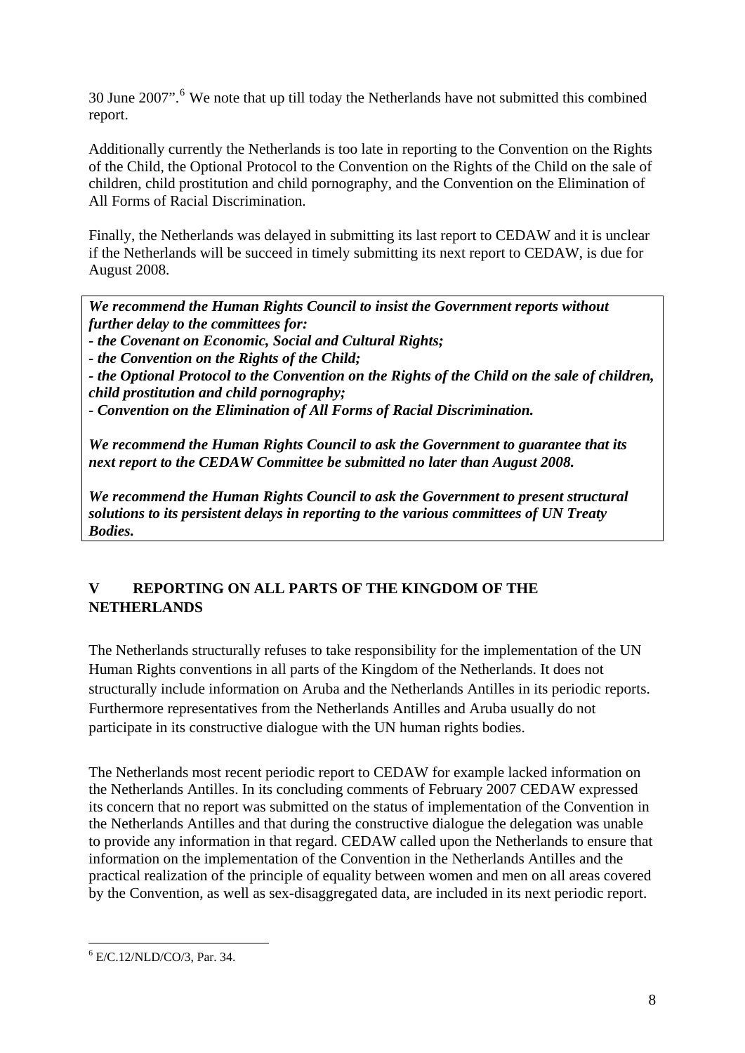30 June 2007".[6] We note that up till today the Netherlands have not submitted this combined report.

Additionally currently the Netherlands is too late in reporting to the Convention on the Rights of the Child, the Optional Protocol to the Convention on the Rights of the Child on the sale of children, child prostitution and child pornography, and the Convention on the Elimination of All Forms of Racial Discrimination.

Finally, the Netherlands was delayed in submitting its last report to CEDAW and it is unclear if the Netherlands will be succeed in timely submitting its next report to CEDAW, is due for August 2008.

***We recommend the Human Rights Council to insist the Government reports without further delay to the committees for:***
***- the Covenant on Economic, Social and Cultural Rights;***
***- the Convention on the Rights of the Child;***
***- the Optional Protocol to the Convention on the Rights of the Child on the sale of children, child prostitution and child pornography;***
***- Convention on the Elimination of All Forms of Racial Discrimination.***

***We recommend the Human Rights Council to ask the Government to guarantee that its next report to the CEDAW Committee be submitted no later than August 2008.***

***We recommend the Human Rights Council to ask the Government to present structural solutions to its persistent delays in reporting to the various committees of UN Treaty Bodies.***

## V REPORTING ON ALL PARTS OF THE KINGDOM OF THE NETHERLANDS

The Netherlands structurally refuses to take responsibility for the implementation of the UN Human Rights conventions in all parts of the Kingdom of the Netherlands. It does not structurally include information on Aruba and the Netherlands Antilles in its periodic reports. Furthermore representatives from the Netherlands Antilles and Aruba usually do not participate in its constructive dialogue with the UN human rights bodies.

The Netherlands most recent periodic report to CEDAW for example lacked information on the Netherlands Antilles. In its concluding comments of February 2007 CEDAW expressed its concern that no report was submitted on the status of implementation of the Convention in the Netherlands Antilles and that during the constructive dialogue the delegation was unable to provide any information in that regard. CEDAW called upon the Netherlands to ensure that information on the implementation of the Convention in the Netherlands Antilles and the practical realization of the principle of equality between women and men on all areas covered by the Convention, as well as sex-disaggregated data, are included in its next periodic report.

---

[6] E/C.12/NLD/CO/3, Par. 34.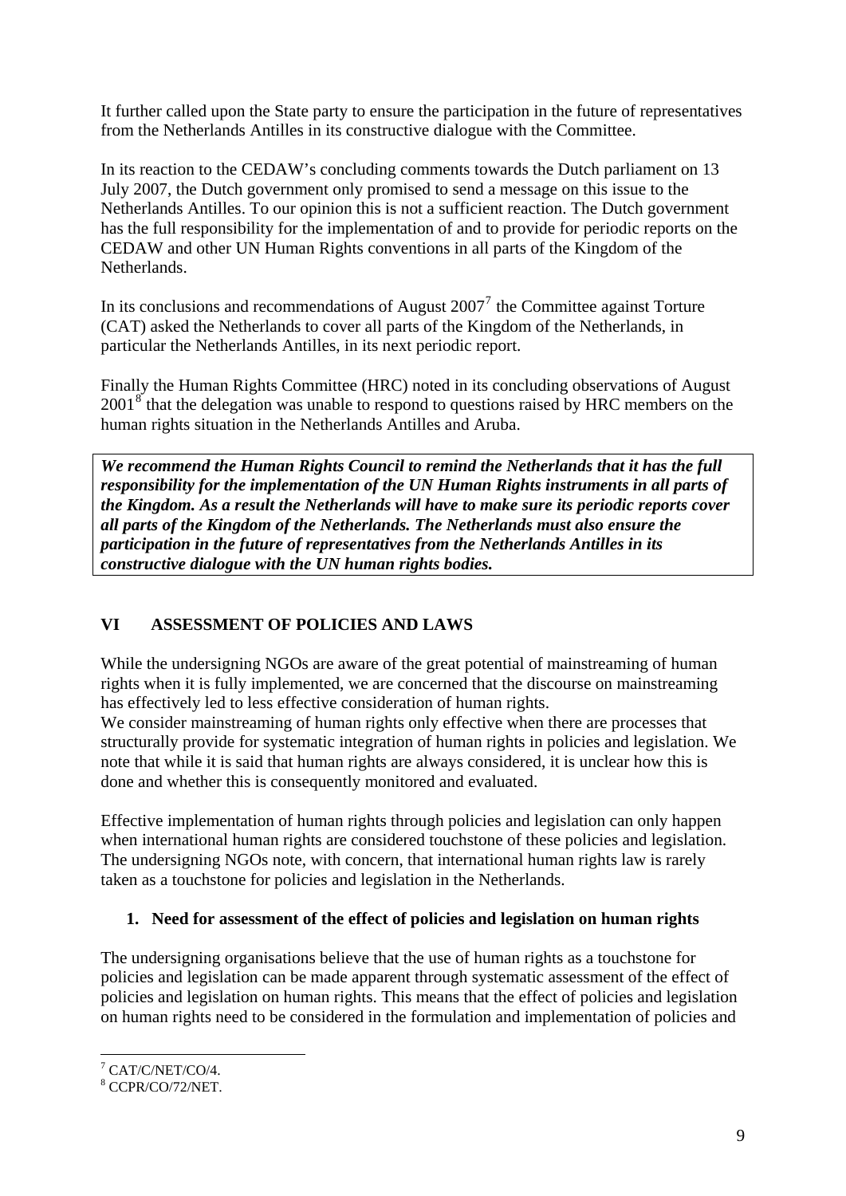It further called upon the State party to ensure the participation in the future of representatives from the Netherlands Antilles in its constructive dialogue with the Committee.

In its reaction to the CEDAW's concluding comments towards the Dutch parliament on 13 July 2007, the Dutch government only promised to send a message on this issue to the Netherlands Antilles. To our opinion this is not a sufficient reaction. The Dutch government has the full responsibility for the implementation of and to provide for periodic reports on the CEDAW and other UN Human Rights conventions in all parts of the Kingdom of the Netherlands.

In its conclusions and recommendations of August 2007[7] the Committee against Torture (CAT) asked the Netherlands to cover all parts of the Kingdom of the Netherlands, in particular the Netherlands Antilles, in its next periodic report.

Finally the Human Rights Committee (HRC) noted in its concluding observations of August 2001[8] that the delegation was unable to respond to questions raised by HRC members on the human rights situation in the Netherlands Antilles and Aruba.

***We recommend the Human Rights Council to remind the Netherlands that it has the full responsibility for the implementation of the UN Human Rights instruments in all parts of the Kingdom. As a result the Netherlands will have to make sure its periodic reports cover all parts of the Kingdom of the Netherlands. The Netherlands must also ensure the participation in the future of representatives from the Netherlands Antilles in its constructive dialogue with the UN human rights bodies.***

## VI ASSESSMENT OF POLICIES AND LAWS

While the undersigning NGOs are aware of the great potential of mainstreaming of human rights when it is fully implemented, we are concerned that the discourse on mainstreaming has effectively led to less effective consideration of human rights.
We consider mainstreaming of human rights only effective when there are processes that structurally provide for systematic integration of human rights in policies and legislation. We note that while it is said that human rights are always considered, it is unclear how this is done and whether this is consequently monitored and evaluated.

Effective implementation of human rights through policies and legislation can only happen when international human rights are considered touchstone of these policies and legislation. The undersigning NGOs note, with concern, that international human rights law is rarely taken as a touchstone for policies and legislation in the Netherlands.

### 1. Need for assessment of the effect of policies and legislation on human rights

The undersigning organisations believe that the use of human rights as a touchstone for policies and legislation can be made apparent through systematic assessment of the effect of policies and legislation on human rights. This means that the effect of policies and legislation on human rights need to be considered in the formulation and implementation of policies and

[7] CAT/C/NET/CO/4.
[8] CCPR/CO/72/NET.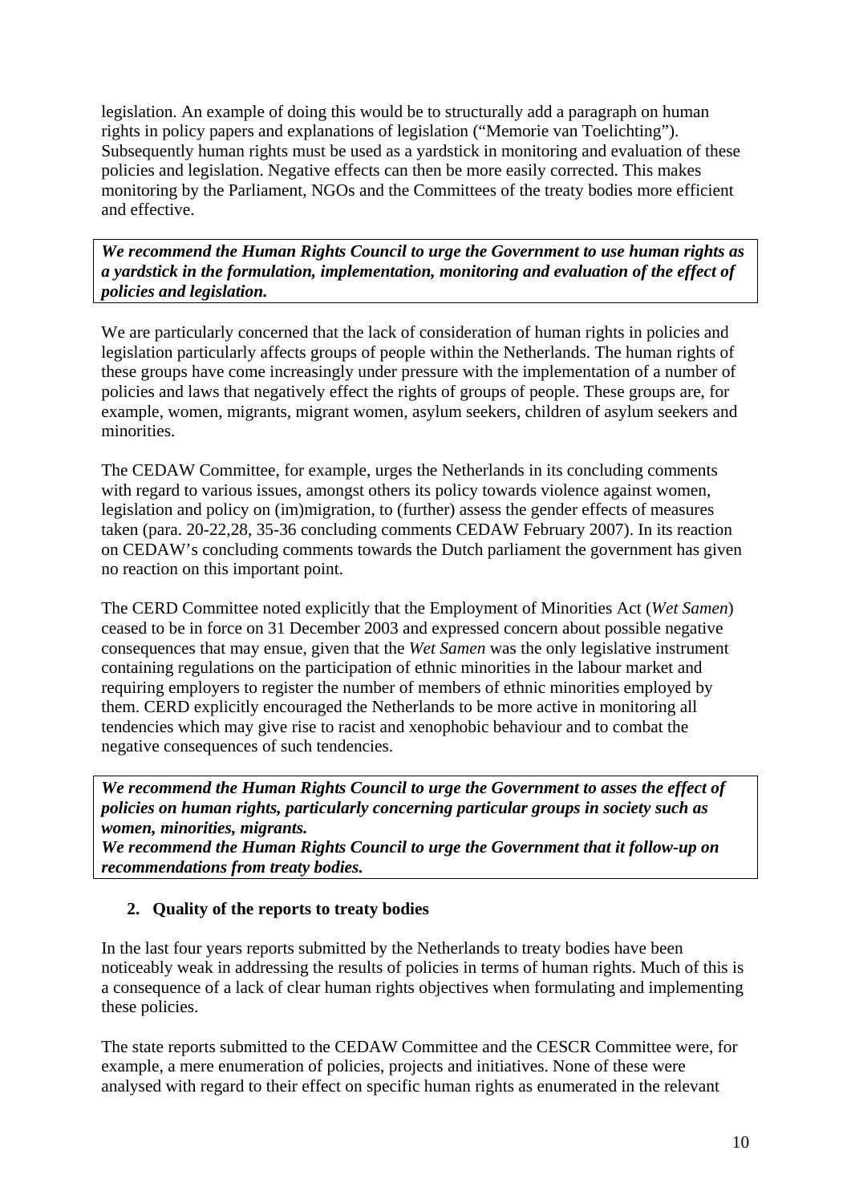legislation. An example of doing this would be to structurally add a paragraph on human rights in policy papers and explanations of legislation ("Memorie van Toelichting"). Subsequently human rights must be used as a yardstick in monitoring and evaluation of these policies and legislation. Negative effects can then be more easily corrected. This makes monitoring by the Parliament, NGOs and the Committees of the treaty bodies more efficient and effective.

***We recommend the Human Rights Council to urge the Government to use human rights as a yardstick in the formulation, implementation, monitoring and evaluation of the effect of policies and legislation.***

We are particularly concerned that the lack of consideration of human rights in policies and legislation particularly affects groups of people within the Netherlands. The human rights of these groups have come increasingly under pressure with the implementation of a number of policies and laws that negatively effect the rights of groups of people. These groups are, for example, women, migrants, migrant women, asylum seekers, children of asylum seekers and minorities.

The CEDAW Committee, for example, urges the Netherlands in its concluding comments with regard to various issues, amongst others its policy towards violence against women, legislation and policy on (im)migration, to (further) assess the gender effects of measures taken (para. 20-22,28, 35-36 concluding comments CEDAW February 2007). In its reaction on CEDAW's concluding comments towards the Dutch parliament the government has given no reaction on this important point.

The CERD Committee noted explicitly that the Employment of Minorities Act (*Wet Samen*) ceased to be in force on 31 December 2003 and expressed concern about possible negative consequences that may ensue, given that the *Wet Samen* was the only legislative instrument containing regulations on the participation of ethnic minorities in the labour market and requiring employers to register the number of members of ethnic minorities employed by them. CERD explicitly encouraged the Netherlands to be more active in monitoring all tendencies which may give rise to racist and xenophobic behaviour and to combat the negative consequences of such tendencies.

***We recommend the Human Rights Council to urge the Government to asses the effect of policies on human rights, particularly concerning particular groups in society such as women, minorities, migrants.***
***We recommend the Human Rights Council to urge the Government that it follow-up on recommendations from treaty bodies.***

## 2. Quality of the reports to treaty bodies

In the last four years reports submitted by the Netherlands to treaty bodies have been noticeably weak in addressing the results of policies in terms of human rights. Much of this is a consequence of a lack of clear human rights objectives when formulating and implementing these policies.

The state reports submitted to the CEDAW Committee and the CESCR Committee were, for example, a mere enumeration of policies, projects and initiatives. None of these were analysed with regard to their effect on specific human rights as enumerated in the relevant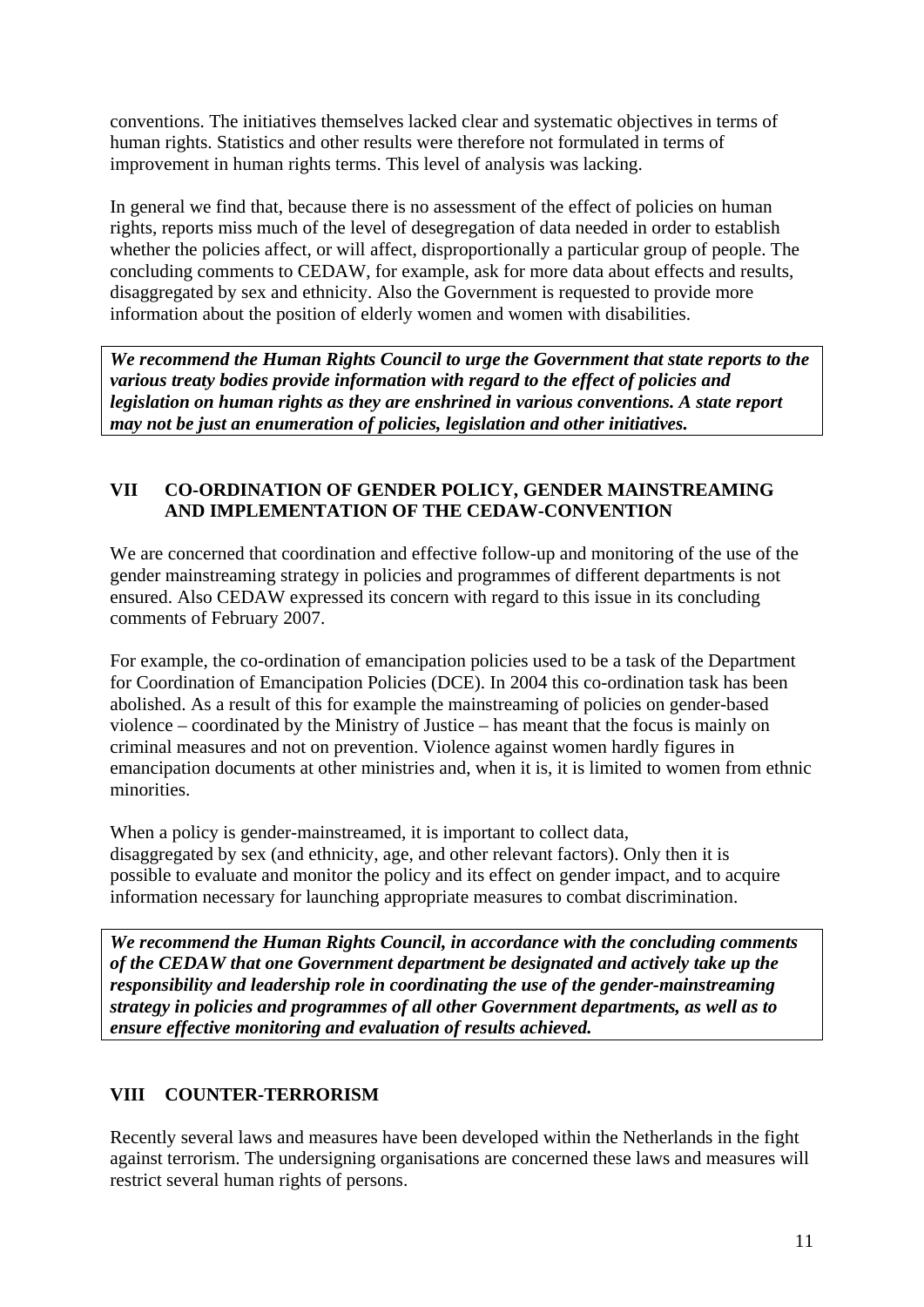conventions. The initiatives themselves lacked clear and systematic objectives in terms of human rights. Statistics and other results were therefore not formulated in terms of improvement in human rights terms. This level of analysis was lacking.

In general we find that, because there is no assessment of the effect of policies on human rights, reports miss much of the level of desegregation of data needed in order to establish whether the policies affect, or will affect, disproportionally a particular group of people. The concluding comments to CEDAW, for example, ask for more data about effects and results, disaggregated by sex and ethnicity. Also the Government is requested to provide more information about the position of elderly women and women with disabilities.

***We recommend the Human Rights Council to urge the Government that state reports to the various treaty bodies provide information with regard to the effect of policies and legislation on human rights as they are enshrined in various conventions. A state report may not be just an enumeration of policies, legislation and other initiatives.***

## VII CO-ORDINATION OF GENDER POLICY, GENDER MAINSTREAMING AND IMPLEMENTATION OF THE CEDAW-CONVENTION

We are concerned that coordination and effective follow-up and monitoring of the use of the gender mainstreaming strategy in policies and programmes of different departments is not ensured. Also CEDAW expressed its concern with regard to this issue in its concluding comments of February 2007.

For example, the co-ordination of emancipation policies used to be a task of the Department for Coordination of Emancipation Policies (DCE). In 2004 this co-ordination task has been abolished. As a result of this for example the mainstreaming of policies on gender-based violence – coordinated by the Ministry of Justice – has meant that the focus is mainly on criminal measures and not on prevention. Violence against women hardly figures in emancipation documents at other ministries and, when it is, it is limited to women from ethnic minorities.

When a policy is gender-mainstreamed, it is important to collect data, disaggregated by sex (and ethnicity, age, and other relevant factors). Only then it is possible to evaluate and monitor the policy and its effect on gender impact, and to acquire information necessary for launching appropriate measures to combat discrimination.

***We recommend the Human Rights Council, in accordance with the concluding comments of the CEDAW that one Government department be designated and actively take up the responsibility and leadership role in coordinating the use of the gender-mainstreaming strategy in policies and programmes of all other Government departments, as well as to ensure effective monitoring and evaluation of results achieved.***

## VIII COUNTER-TERRORISM

Recently several laws and measures have been developed within the Netherlands in the fight against terrorism. The undersigning organisations are concerned these laws and measures will restrict several human rights of persons.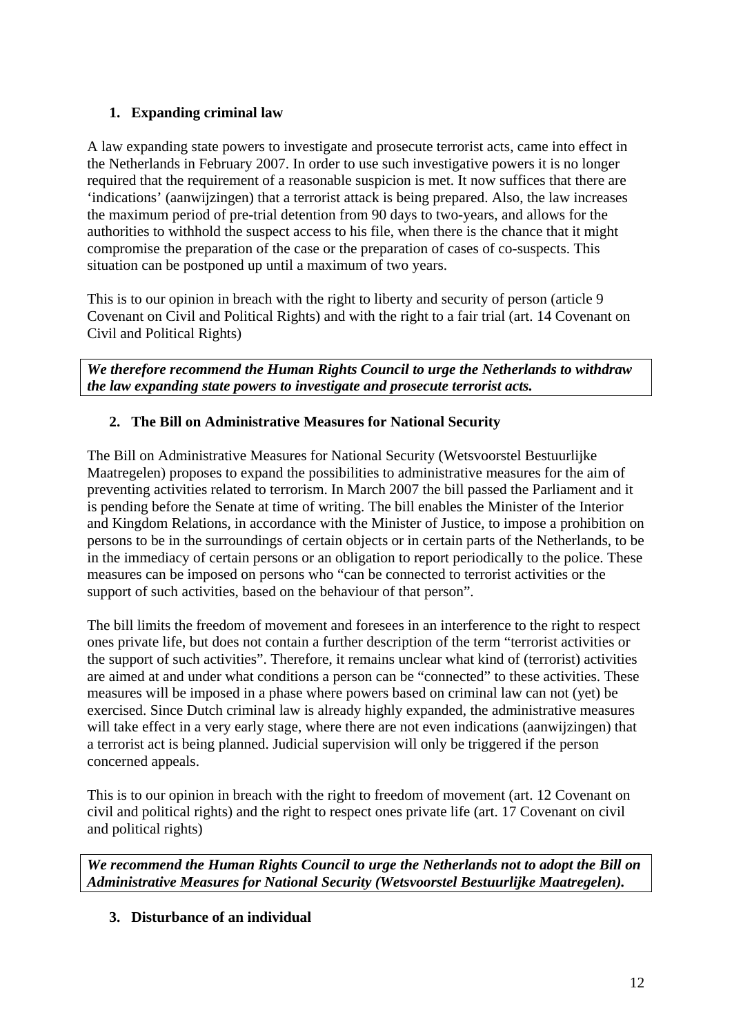1. **Expanding criminal law**

A law expanding state powers to investigate and prosecute terrorist acts, came into effect in the Netherlands in February 2007. In order to use such investigative powers it is no longer required that the requirement of a reasonable suspicion is met. It now suffices that there are 'indications' (aanwijzingen) that a terrorist attack is being prepared. Also, the law increases the maximum period of pre-trial detention from 90 days to two-years, and allows for the authorities to withhold the suspect access to his file, when there is the chance that it might compromise the preparation of the case or the preparation of cases of co-suspects. This situation can be postponed up until a maximum of two years.

This is to our opinion in breach with the right to liberty and security of person (article 9 Covenant on Civil and Political Rights) and with the right to a fair trial (art. 14 Covenant on Civil and Political Rights)

***We therefore recommend the Human Rights Council to urge the Netherlands to withdraw the law expanding state powers to investigate and prosecute terrorist acts.***

2. **The Bill on Administrative Measures for National Security**

The Bill on Administrative Measures for National Security (Wetsvoorstel Bestuurlijke Maatregelen) proposes to expand the possibilities to administrative measures for the aim of preventing activities related to terrorism. In March 2007 the bill passed the Parliament and it is pending before the Senate at time of writing. The bill enables the Minister of the Interior and Kingdom Relations, in accordance with the Minister of Justice, to impose a prohibition on persons to be in the surroundings of certain objects or in certain parts of the Netherlands, to be in the immediacy of certain persons or an obligation to report periodically to the police. These measures can be imposed on persons who "can be connected to terrorist activities or the support of such activities, based on the behaviour of that person".

The bill limits the freedom of movement and foresees in an interference to the right to respect ones private life, but does not contain a further description of the term "terrorist activities or the support of such activities". Therefore, it remains unclear what kind of (terrorist) activities are aimed at and under what conditions a person can be "connected" to these activities. These measures will be imposed in a phase where powers based on criminal law can not (yet) be exercised. Since Dutch criminal law is already highly expanded, the administrative measures will take effect in a very early stage, where there are not even indications (aanwijzingen) that a terrorist act is being planned. Judicial supervision will only be triggered if the person concerned appeals.

This is to our opinion in breach with the right to freedom of movement (art. 12 Covenant on civil and political rights) and the right to respect ones private life (art. 17 Covenant on civil and political rights)

***We recommend the Human Rights Council to urge the Netherlands not to adopt the Bill on Administrative Measures for National Security (Wetsvoorstel Bestuurlijke Maatregelen).***

3. **Disturbance of an individual**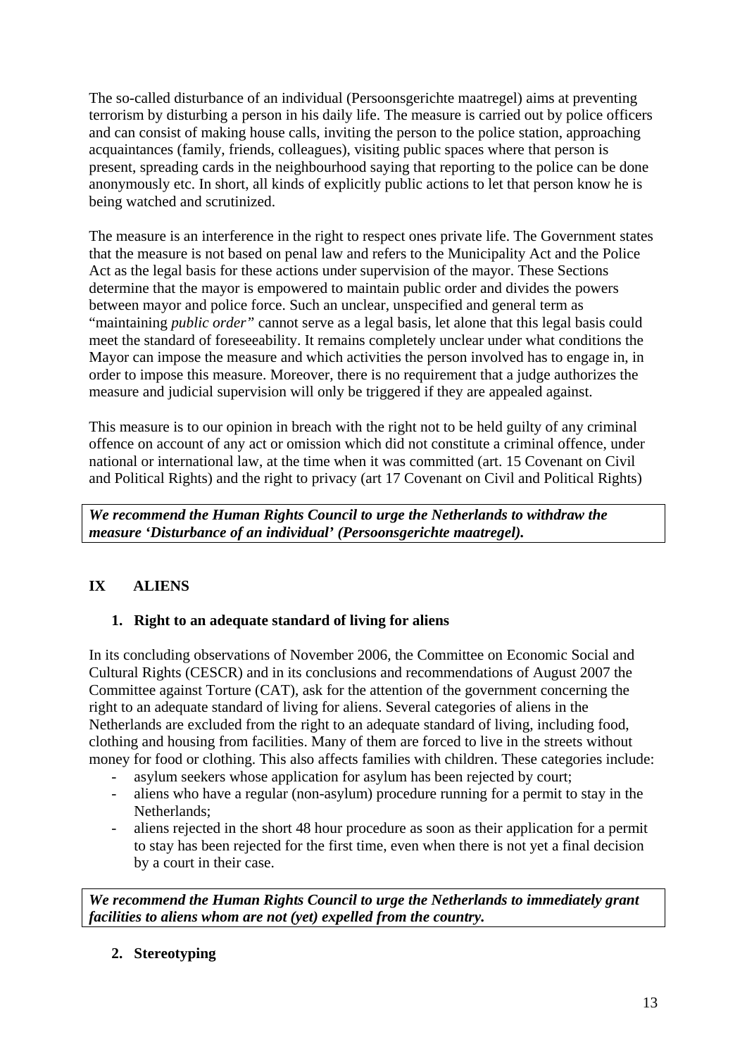The so-called disturbance of an individual (Persoonsgerichte maatregel) aims at preventing terrorism by disturbing a person in his daily life. The measure is carried out by police officers and can consist of making house calls, inviting the person to the police station, approaching acquaintances (family, friends, colleagues), visiting public spaces where that person is present, spreading cards in the neighbourhood saying that reporting to the police can be done anonymously etc. In short, all kinds of explicitly public actions to let that person know he is being watched and scrutinized.

The measure is an interference in the right to respect ones private life. The Government states that the measure is not based on penal law and refers to the Municipality Act and the Police Act as the legal basis for these actions under supervision of the mayor. These Sections determine that the mayor is empowered to maintain public order and divides the powers between mayor and police force. Such an unclear, unspecified and general term as "maintaining *public order"* cannot serve as a legal basis, let alone that this legal basis could meet the standard of foreseeability. It remains completely unclear under what conditions the Mayor can impose the measure and which activities the person involved has to engage in, in order to impose this measure. Moreover, there is no requirement that a judge authorizes the measure and judicial supervision will only be triggered if they are appealed against.

This measure is to our opinion in breach with the right not to be held guilty of any criminal offence on account of any act or omission which did not constitute a criminal offence, under national or international law, at the time when it was committed (art. 15 Covenant on Civil and Political Rights) and the right to privacy (art 17 Covenant on Civil and Political Rights)

***We recommend the Human Rights Council to urge the Netherlands to withdraw the measure 'Disturbance of an individual' (Persoonsgerichte maatregel).***

## IX ALIENS

### 1. Right to an adequate standard of living for aliens

In its concluding observations of November 2006, the Committee on Economic Social and Cultural Rights (CESCR) and in its conclusions and recommendations of August 2007 the Committee against Torture (CAT), ask for the attention of the government concerning the right to an adequate standard of living for aliens. Several categories of aliens in the Netherlands are excluded from the right to an adequate standard of living, including food, clothing and housing from facilities. Many of them are forced to live in the streets without money for food or clothing. This also affects families with children. These categories include:

- asylum seekers whose application for asylum has been rejected by court;
- aliens who have a regular (non-asylum) procedure running for a permit to stay in the Netherlands;
- aliens rejected in the short 48 hour procedure as soon as their application for a permit to stay has been rejected for the first time, even when there is not yet a final decision by a court in their case.

***We recommend the Human Rights Council to urge the Netherlands to immediately grant facilities to aliens whom are not (yet) expelled from the country.***

### 2. Stereotyping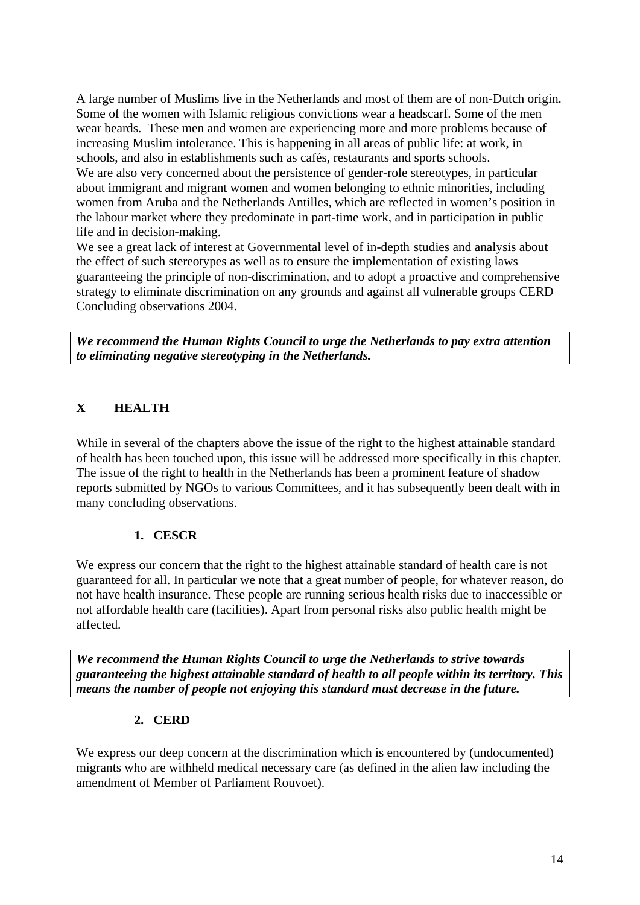A large number of Muslims live in the Netherlands and most of them are of non-Dutch origin. Some of the women with Islamic religious convictions wear a headscarf. Some of the men wear beards. These men and women are experiencing more and more problems because of increasing Muslim intolerance. This is happening in all areas of public life: at work, in schools, and also in establishments such as cafés, restaurants and sports schools.
We are also very concerned about the persistence of gender-role stereotypes, in particular about immigrant and migrant women and women belonging to ethnic minorities, including women from Aruba and the Netherlands Antilles, which are reflected in women's position in the labour market where they predominate in part-time work, and in participation in public life and in decision-making.
We see a great lack of interest at Governmental level of in-depth studies and analysis about the effect of such stereotypes as well as to ensure the implementation of existing laws guaranteeing the principle of non-discrimination, and to adopt a proactive and comprehensive strategy to eliminate discrimination on any grounds and against all vulnerable groups CERD Concluding observations 2004.

***We recommend the Human Rights Council to urge the Netherlands to pay extra attention to eliminating negative stereotyping in the Netherlands.***

## X HEALTH

While in several of the chapters above the issue of the right to the highest attainable standard of health has been touched upon, this issue will be addressed more specifically in this chapter. The issue of the right to health in the Netherlands has been a prominent feature of shadow reports submitted by NGOs to various Committees, and it has subsequently been dealt with in many concluding observations.

### 1. CESCR

We express our concern that the right to the highest attainable standard of health care is not guaranteed for all. In particular we note that a great number of people, for whatever reason, do not have health insurance. These people are running serious health risks due to inaccessible or not affordable health care (facilities). Apart from personal risks also public health might be affected.

***We recommend the Human Rights Council to urge the Netherlands to strive towards guaranteeing the highest attainable standard of health to all people within its territory. This means the number of people not enjoying this standard must decrease in the future.***

### 2. CERD

We express our deep concern at the discrimination which is encountered by (undocumented) migrants who are withheld medical necessary care (as defined in the alien law including the amendment of Member of Parliament Rouvoet).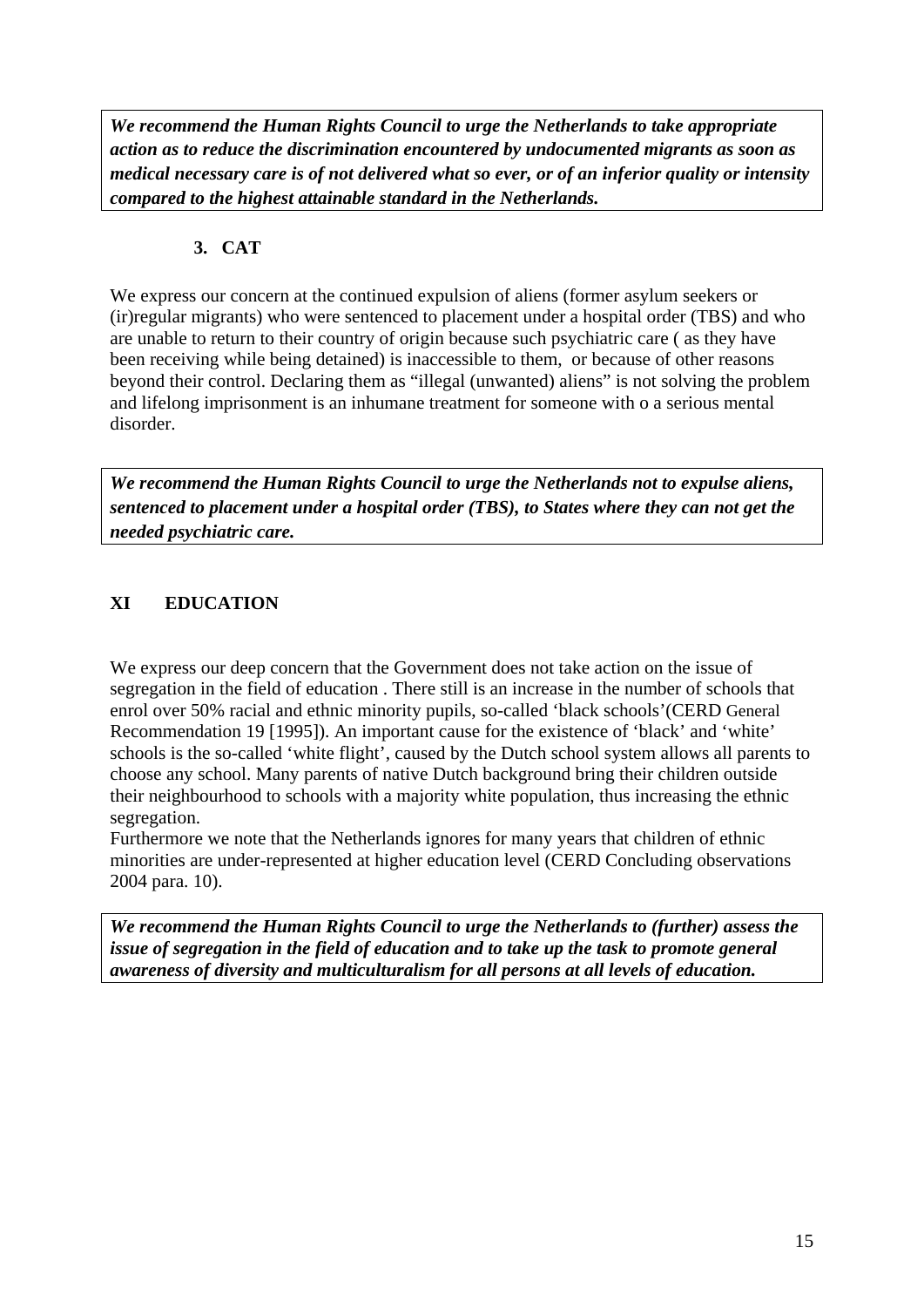***We recommend the Human Rights Council to urge the Netherlands to take appropriate action as to reduce the discrimination encountered by undocumented migrants as soon as medical necessary care is of not delivered what so ever, or of an inferior quality or intensity compared to the highest attainable standard in the Netherlands.***

### 3. CAT

We express our concern at the continued expulsion of aliens (former asylum seekers or (ir)regular migrants) who were sentenced to placement under a hospital order (TBS) and who are unable to return to their country of origin because such psychiatric care ( as they have been receiving while being detained) is inaccessible to them, or because of other reasons beyond their control. Declaring them as "illegal (unwanted) aliens" is not solving the problem and lifelong imprisonment is an inhumane treatment for someone with o a serious mental disorder.

***We recommend the Human Rights Council to urge the Netherlands not to expulse aliens, sentenced to placement under a hospital order (TBS), to States where they can not get the needed psychiatric care.***

## XI EDUCATION

We express our deep concern that the Government does not take action on the issue of segregation in the field of education . There still is an increase in the number of schools that enrol over 50% racial and ethnic minority pupils, so-called 'black schools'(CERD General Recommendation 19 [1995]). An important cause for the existence of 'black' and 'white' schools is the so-called 'white flight', caused by the Dutch school system allows all parents to choose any school. Many parents of native Dutch background bring their children outside their neighbourhood to schools with a majority white population, thus increasing the ethnic segregation.
Furthermore we note that the Netherlands ignores for many years that children of ethnic minorities are under-represented at higher education level (CERD Concluding observations 2004 para. 10).

***We recommend the Human Rights Council to urge the Netherlands to (further) assess the issue of segregation in the field of education and to take up the task to promote general awareness of diversity and multiculturalism for all persons at all levels of education.***